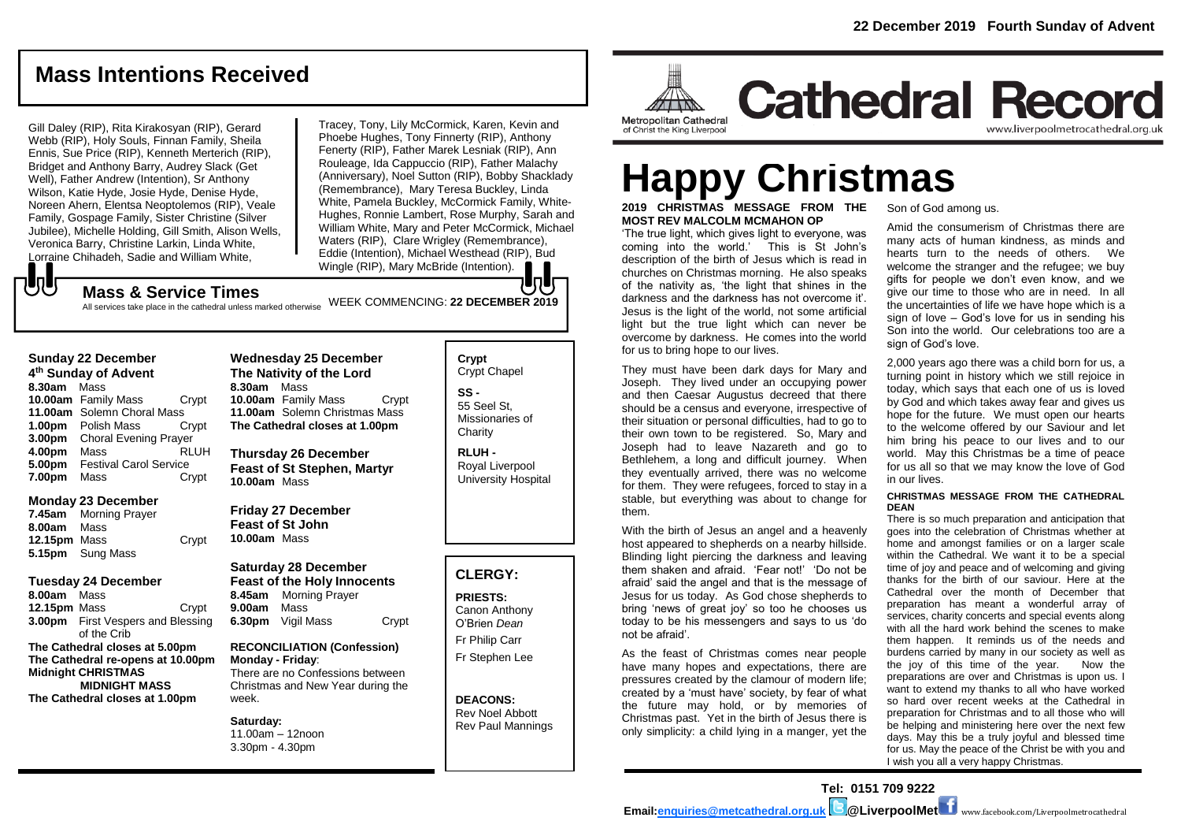22 December 2019 Fourth Sunday of Advent

# Mass Intentions Received

Gill Daley (RIP), Rita Kirakosyan (RIP), Gerard Webb (RIP), Holy Souls, Finnan Family, Sheila Ennis, Sue Price (RIP), Kenneth Merterich (RIP), Bridget and Anthony Barry, Audrey Slack (Get Well), Father Andrew (Intention), Sr Anthony Wilson, Katie Hyde, Josie Hyde, Denise Hyde, Noreen Ahern, Elentsa Neoptolemos (RIP), Veale Family, Gospage Family, Sister Christine (Silver Jubilee), Michelle Holding, Gill Smith, Alison Wells, Veronica Barry, Christine Larkin, Linda White, Lorraine Chihadeh, Sadie and William White, Tracey, Tony, Lily McCormick, Karen, Kevin and Phoebe Hughes, Tony Finnery (RIP), Anthony Fenerty (RIP), Father Marek Lesniak (RIP), Ann Rouleage, Ida Cappuccio (RIP), Father Malachy (Anniversary), Noel Sutton (RIP), Bobby Shacklady (Remembrance), Mary Teresa Buckley, Linda White, Pamela Buckley, McCormick Family, White-Hughes, Ronnie Lambert, Rose Murphy, Sarah and William White, Mary and Peter McCormick, Michael Waters (RIP), Clare Wrigley (Remembrance), Eddie (Intention), Michael Westhead (RIP), Bud Wingle (RIP), Mary McBride (Intention).

## Mass & Service Times

All services take place in the cathedral unless marked otherwise

WEEK COMMENCING: **22 DECEMBER 2019**

**Sunday 22 December**
**4th Sunday of Advent**
**8.30am** Mass
**10.00am** Family Mass Crypt
**11.00am** Solemn Choral Mass
**1.00pm** Polish Mass Crypt
**3.00pm** Choral Evening Prayer
**4.00pm** Mass RLUH
**5.00pm** Festival Carol Service
**7.00pm** Mass Crypt

**Monday 23 December**
**7.45am** Morning Prayer
**8.00am** Mass
**12.15pm** Mass Crypt
**5.15pm** Sung Mass

**Tuesday 24 December**
**8.00am** Mass
**12.15pm** Mass Crypt
**3.00pm** First Vespers and Blessing of the Crib
**The Cathedral closes at 5.00pm**
**The Cathedral re-opens at 10.00pm**
**Midnight CHRISTMAS MIDNIGHT MASS**
**The Cathedral closes at 1.00pm**

**Wednesday 25 December**
**The Nativity of the Lord**
**8.30am** Mass
**10.00am** Family Mass Crypt
**11.00am** Solemn Christmas Mass
**The Cathedral closes at 1.00pm**

**Thursday 26 December**
**Feast of St Stephen, Martyr**
**10.00am** Mass

**Friday 27 December**
**Feast of St John**
**10.00am** Mass

**Saturday 28 December**
**Feast of the Holy Innocents**
**8.45am** Morning Prayer
**9.00am** Mass
**6.30pm** Vigil Mass Crypt

**RECONCILIATION (Confession)**
**Monday - Friday**:
There are no Confessions between Christmas and New Year during the week.

**Saturday:**
11.00am – 12noon
3.30pm - 4.30pm

**Crypt**
Crypt Chapel

**SS -**
55 Seel St, Missionaries of Charity

**RLUH -**
Royal Liverpool University Hospital

## CLERGY:

**PRIESTS:**
Canon Anthony O'Brien *Dean*
Fr Philip Carr
Fr Stephen Lee

**DEACONS:**
Rev Noel Abbott
Rev Paul Mannings

Metropolitan Cathedral of Christ the King Liverpool

# Cathedral Record

www.liverpoolmetrocathedral.org.uk

# Happy Christmas

**2019 CHRISTMAS MESSAGE FROM THE MOST REV MALCOLM MCMAHON OP**

'The true light, which gives light to everyone, was coming into the world.' This is St John's description of the birth of Jesus which is read in churches on Christmas morning. He also speaks of the nativity as, 'the light that shines in the darkness and the darkness has not overcome it'. Jesus is the light of the world, not some artificial light but the true light which can never be overcome by darkness. He comes into the world for us to bring hope to our lives.

They must have been dark days for Mary and Joseph. They lived under an occupying power and then Caesar Augustus decreed that there should be a census and everyone, irrespective of their situation or personal difficulties, had to go to their own town to be registered. So, Mary and Joseph had to leave Nazareth and go to Bethlehem, a long and difficult journey. When they eventually arrived, there was no welcome for them. They were refugees, forced to stay in a stable, but everything was about to change for them.

With the birth of Jesus an angel and a heavenly host appeared to shepherds on a nearby hillside. Blinding light piercing the darkness and leaving them shaken and afraid. 'Fear not!' 'Do not be afraid' said the angel and that is the message of Jesus for us today. As God chose shepherds to bring 'news of great joy' so too he chooses us today to be his messengers and says to us 'do not be afraid'.

As the feast of Christmas comes near people have many hopes and expectations, there are pressures created by the clamour of modern life; created by a 'must have' society, by fear of what the future may hold, or by memories of Christmas past. Yet in the birth of Jesus there is only simplicity: a child lying in a manger, yet the Son of God among us.

Amid the consumerism of Christmas there are many acts of human kindness, as minds and hearts turn to the needs of others. We welcome the stranger and the refugee; we buy gifts for people we don't even know, and we give our time to those who are in need. In all the uncertainties of life we have hope which is a sign of love – God's love for us in sending his Son into the world. Our celebrations too are a sign of God's love.

2,000 years ago there was a child born for us, a turning point in history which we still rejoice in today, which says that each one of us is loved by God and which takes away fear and gives us hope for the future. We must open our hearts to the welcome offered by our Saviour and let him bring his peace to our lives and to our world. May this Christmas be a time of peace for us all so that we may know the love of God in our lives.

**CHRISTMAS MESSAGE FROM THE CATHEDRAL DEAN**

There is so much preparation and anticipation that goes into the celebration of Christmas whether at home and amongst families or on a larger scale within the Cathedral. We want it to be a special time of joy and peace and of welcoming and giving thanks for the birth of our saviour. Here at the Cathedral over the month of December that preparation has meant a wonderful array of services, charity concerts and special events along with all the hard work behind the scenes to make them happen. It reminds us of the needs and burdens carried by many in our society as well as the joy of this time of the year. Now the preparations are over and Christmas is upon us. I want to extend my thanks to all who have worked so hard over recent weeks at the Cathedral in preparation for Christmas and to all those who will be helping and ministering here over the next few days. May this be a truly joyful and blessed time for us. May the peace of the Christ be with you and I wish you all a very happy Christmas.

**Tel: 0151 709 9222**
**Email:enquiries@metcathedral.org.uk @LiverpoolMet** www.facebook.com/Liverpoolmetrocathedral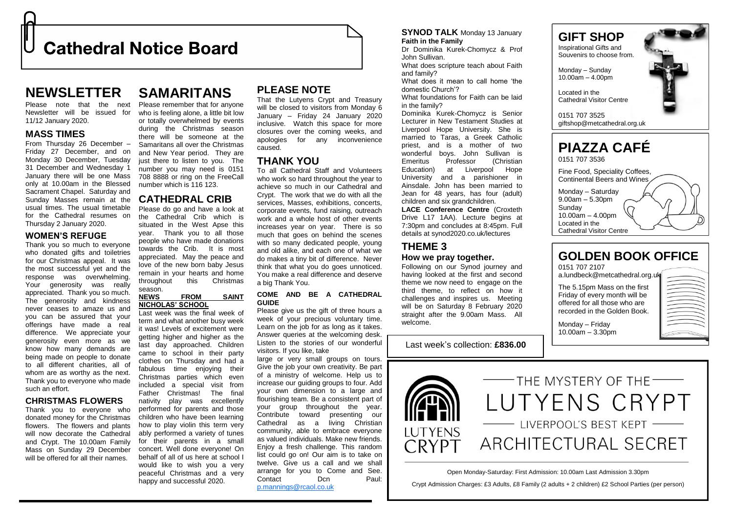# Cathedral Notice Board

## NEWSLETTER

Please note that the next Newsletter will be issued for 11/12 January 2020.

### MASS TIMES

From Thursday 26 December – Friday 27 December, and on Monday 30 December, Tuesday 31 December and Wednesday 1 January there will be one Mass only at 10.00am in the Blessed Sacrament Chapel. Saturday and Sunday Masses remain at the usual times. The usual timetable for the Cathedral resumes on Thursday 2 January 2020.

### WOMEN'S REFUGE

Thank you so much to everyone who donated gifts and toiletries for our Christmas appeal. It was the most successful yet and the response was overwhelming. Your generosity was really appreciated. Thank you so much. The generosity and kindness never ceases to amaze us and you can be assured that your offerings have made a real difference. We appreciate your generosity even more as we know how many demands are being made on people to donate to all different charities, all of whom are as worthy as the next. Thank you to everyone who made such an effort.

### CHRISTMAS FLOWERS

Thank you to everyone who donated money for the Christmas flowers. The flowers and plants will now decorate the Cathedral and Crypt. The 10.00am Family Mass on Sunday 29 December will be offered for all their names.

## SAMARITANS

Please remember that for anyone who is feeling alone, a little bit low or totally overwhelmed by events during the Christmas season there will be someone at the Samaritans all over the Christmas and New Year period. They are just there to listen to you. The number you may need is 0151 708 8888 or ring on the FreeCall number which is 116 123.

### CATHEDRAL CRIB

Please do go and have a look at the Cathedral Crib which is situated in the West Apse this year. Thank you to all those people who have made donations towards the Crib. It is most appreciated. May the peace and love of the new born baby Jesus remain in your hearts and home throughout this Christmas season.

**NEWS FROM SAINT NICHOLAS' SCHOOL**

Last week was the final week of term and what another busy week it was! Levels of excitement were getting higher and higher as the last day approached. Children came to school in their party clothes on Thursday and had a fabulous time enjoying their Christmas parties which even included a special visit from Father Christmas! The final nativity play was excellently performed for parents and those children who have been learning how to play violin this term very ably performed a variety of tunes for their parents in a small concert. Well done everyone! On behalf of all of us here at school I would like to wish you a very peaceful Christmas and a very happy and successful 2020.

## PLEASE NOTE

That the Lutyens Crypt and Treasury will be closed to visitors from Monday 6 January – Friday 24 January 2020 inclusive. Watch this space for more closures over the coming weeks, and apologies for any inconvenience caused.

## THANK YOU

To all Cathedral Staff and Volunteers who work so hard throughout the year to achieve so much in our Cathedral and Crypt. The work that we do with all the services, Masses, exhibitions, concerts, corporate events, fund raising, outreach work and a whole host of other events increases year on year. There is so much that goes on behind the scenes with so many dedicated people, young and old alike, and each one of what we do makes a tiny bit of difference. Never think that what you do goes unnoticed. You make a real difference and deserve a big Thank You.

**COME AND BE A CATHEDRAL GUIDE**

Please give us the gift of three hours a week of your precious voluntary time. Learn on the job for as long as it takes. Answer queries at the welcoming desk. Listen to the stories of our wonderful visitors. If you like, take large or very small groups on tours. Give the job your own creativity. Be part of a ministry of welcome. Help us to increase our guiding groups to four. Add your own dimension to a large and flourishing team. Be a consistent part of your group throughout the year. Contribute toward presenting our Cathedral as a living Christian community, able to embrace everyone as valued individuals. Make new friends. Enjoy a fresh challenge. This random list could go on! Our aim is to take on twelve. Give us a call and we shall arrange for you to Come and See. Contact Dcn Paul: p.mannings@rcaol.co.uk

**SYNOD TALK** Monday 13 January
**Faith in the Family**

Dr Dominika Kurek-Chomycz & Prof John Sullivan.

What does scripture teach about Faith and family?

What does it mean to call home 'the domestic Church'?

What foundations for Faith can be laid in the family?

Dominika Kurek-Chomycz is Senior Lecturer in New Testament Studies at Liverpool Hope University. She is married to Taras, a Greek Catholic priest, and is a mother of two wonderful boys. John Sullivan is Emeritus Professor (Christian Education) at Liverpool Hope University and a parishioner in Ainsdale. John has been married to Jean for 48 years, has four (adult) children and six grandchildren.

**LACE Conference Centre** (Croxteth Drive L17 1AA). Lecture begins at 7:30pm and concludes at 8:45pm. Full details at synod2020.co.uk/lectures

## THEME 3

### How we pray together.

Following on our Synod journey and having looked at the first and second theme we now need to engage on the third theme, to reflect on how it challenges and inspires us. Meeting will be on Saturday 8 February 2020 straight after the 9.00am Mass. All welcome.

Last week's collection: **£836.00**

## GIFT SHOP

Inspirational Gifts and Souvenirs to choose from.

Monday – Sunday
10.00am – 4.00pm

Located in the Cathedral Visitor Centre

0151 707 3525
giftshop@metcathedral.org.uk

## PIAZZA CAFÉ

0151 707 3536

Fine Food, Speciality Coffees, Continental Beers and Wines

Monday – Saturday
9.00am – 5.30pm
Sunday
10.00am – 4.00pm
Located in the Cathedral Visitor Centre

## GOLDEN BOOK OFFICE

0151 707 2107
a.lundbeck@metcathedral.org.uk

The 5.15pm Mass on the first Friday of every month will be offered for all those who are recorded in the Golden Book.

Monday – Friday
10.00am – 3.30pm

LUTYENS CRYPT

THE MYSTERY OF THE LUTYENS CRYPT — LIVERPOOL'S BEST KEPT — ARCHITECTURAL SECRET

Open Monday-Saturday: First Admission: 10.00am Last Admission 3.30pm

Crypt Admission Charges: £3 Adults, £8 Family (2 adults + 2 children) £2 School Parties (per person)